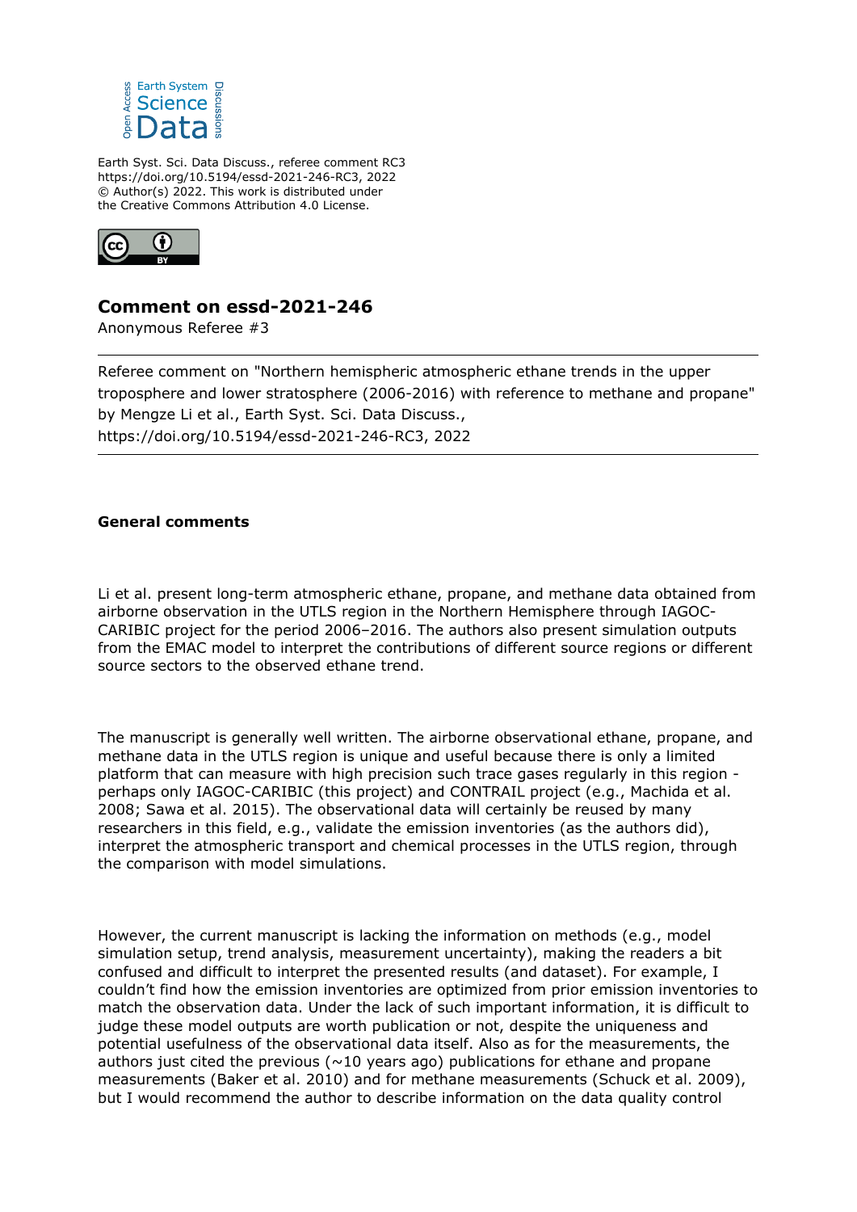Earth Syst. Sci. Data Discuss., referee comment RC3
https://doi.org/10.5194/essd-2021-246-RC3, 2022
© Author(s) 2022. This work is distributed under
the Creative Commons Attribution 4.0 License.

## Comment on essd-2021-246

Anonymous Referee #3

---

Referee comment on "Northern hemispheric atmospheric ethane trends in the upper troposphere and lower stratosphere (2006-2016) with reference to methane and propane" by Mengze Li et al., Earth Syst. Sci. Data Discuss., https://doi.org/10.5194/essd-2021-246-RC3, 2022

---

**General comments**

Li et al. present long-term atmospheric ethane, propane, and methane data obtained from airborne observation in the UTLS region in the Northern Hemisphere through IAGOC-CARIBIC project for the period 2006–2016. The authors also present simulation outputs from the EMAC model to interpret the contributions of different source regions or different source sectors to the observed ethane trend.

The manuscript is generally well written. The airborne observational ethane, propane, and methane data in the UTLS region is unique and useful because there is only a limited platform that can measure with high precision such trace gases regularly in this region - perhaps only IAGOC-CARIBIC (this project) and CONTRAIL project (e.g., Machida et al. 2008; Sawa et al. 2015). The observational data will certainly be reused by many researchers in this field, e.g., validate the emission inventories (as the authors did), interpret the atmospheric transport and chemical processes in the UTLS region, through the comparison with model simulations.

However, the current manuscript is lacking the information on methods (e.g., model simulation setup, trend analysis, measurement uncertainty), making the readers a bit confused and difficult to interpret the presented results (and dataset). For example, I couldn't find how the emission inventories are optimized from prior emission inventories to match the observation data. Under the lack of such important information, it is difficult to judge these model outputs are worth publication or not, despite the uniqueness and potential usefulness of the observational data itself. Also as for the measurements, the authors just cited the previous (~10 years ago) publications for ethane and propane measurements (Baker et al. 2010) and for methane measurements (Schuck et al. 2009), but I would recommend the author to describe information on the data quality control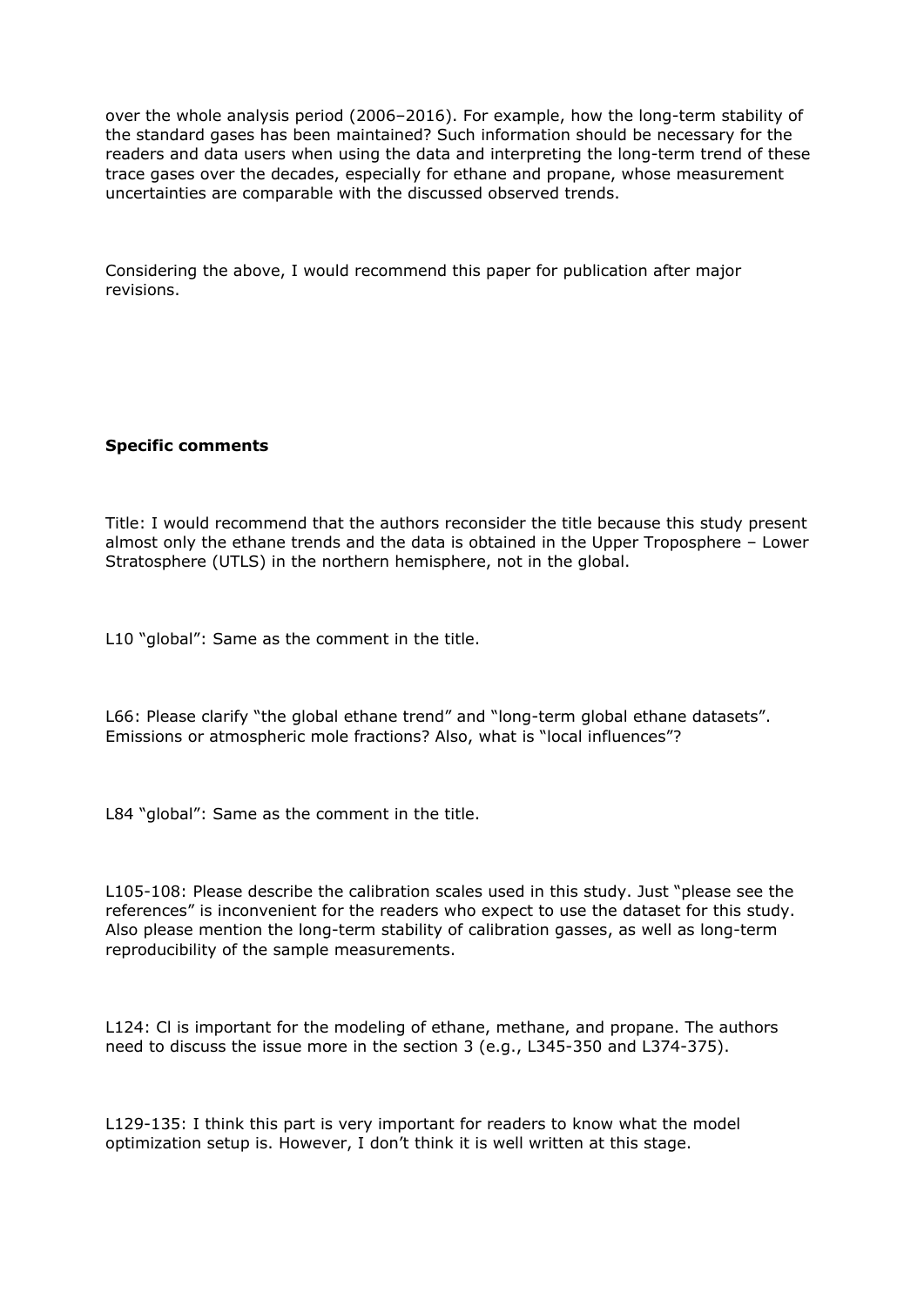over the whole analysis period (2006–2016). For example, how the long-term stability of the standard gases has been maintained? Such information should be necessary for the readers and data users when using the data and interpreting the long-term trend of these trace gases over the decades, especially for ethane and propane, whose measurement uncertainties are comparable with the discussed observed trends.

Considering the above, I would recommend this paper for publication after major revisions.

**Specific comments**

Title: I would recommend that the authors reconsider the title because this study present almost only the ethane trends and the data is obtained in the Upper Troposphere – Lower Stratosphere (UTLS) in the northern hemisphere, not in the global.

L10 "global": Same as the comment in the title.

L66: Please clarify "the global ethane trend" and "long-term global ethane datasets". Emissions or atmospheric mole fractions? Also, what is "local influences"?

L84 "global": Same as the comment in the title.

L105-108: Please describe the calibration scales used in this study. Just "please see the references" is inconvenient for the readers who expect to use the dataset for this study. Also please mention the long-term stability of calibration gasses, as well as long-term reproducibility of the sample measurements.

L124: Cl is important for the modeling of ethane, methane, and propane. The authors need to discuss the issue more in the section 3 (e.g., L345-350 and L374-375).

L129-135: I think this part is very important for readers to know what the model optimization setup is. However, I don't think it is well written at this stage.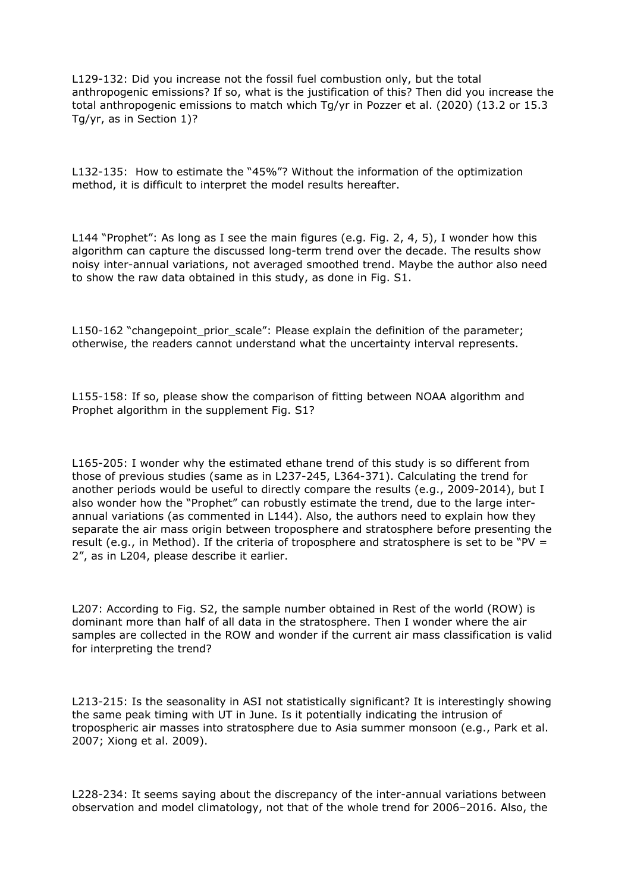L129-132: Did you increase not the fossil fuel combustion only, but the total anthropogenic emissions? If so, what is the justification of this? Then did you increase the total anthropogenic emissions to match which Tg/yr in Pozzer et al. (2020) (13.2 or 15.3 Tg/yr, as in Section 1)?

L132-135: How to estimate the "45%"? Without the information of the optimization method, it is difficult to interpret the model results hereafter.

L144 "Prophet": As long as I see the main figures (e.g. Fig. 2, 4, 5), I wonder how this algorithm can capture the discussed long-term trend over the decade. The results show noisy inter-annual variations, not averaged smoothed trend. Maybe the author also need to show the raw data obtained in this study, as done in Fig. S1.

L150-162 "changepoint_prior_scale": Please explain the definition of the parameter; otherwise, the readers cannot understand what the uncertainty interval represents.

L155-158: If so, please show the comparison of fitting between NOAA algorithm and Prophet algorithm in the supplement Fig. S1?

L165-205: I wonder why the estimated ethane trend of this study is so different from those of previous studies (same as in L237-245, L364-371). Calculating the trend for another periods would be useful to directly compare the results (e.g., 2009-2014), but I also wonder how the "Prophet" can robustly estimate the trend, due to the large inter-annual variations (as commented in L144). Also, the authors need to explain how they separate the air mass origin between troposphere and stratosphere before presenting the result (e.g., in Method). If the criteria of troposphere and stratosphere is set to be "PV = 2", as in L204, please describe it earlier.

L207: According to Fig. S2, the sample number obtained in Rest of the world (ROW) is dominant more than half of all data in the stratosphere. Then I wonder where the air samples are collected in the ROW and wonder if the current air mass classification is valid for interpreting the trend?

L213-215: Is the seasonality in ASI not statistically significant? It is interestingly showing the same peak timing with UT in June. Is it potentially indicating the intrusion of tropospheric air masses into stratosphere due to Asia summer monsoon (e.g., Park et al. 2007; Xiong et al. 2009).

L228-234: It seems saying about the discrepancy of the inter-annual variations between observation and model climatology, not that of the whole trend for 2006–2016. Also, the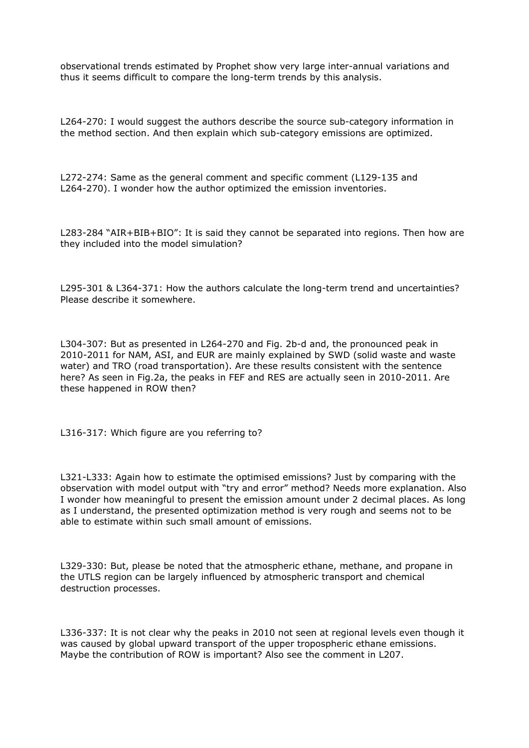observational trends estimated by Prophet show very large inter-annual variations and thus it seems difficult to compare the long-term trends by this analysis.

L264-270: I would suggest the authors describe the source sub-category information in the method section. And then explain which sub-category emissions are optimized.

L272-274: Same as the general comment and specific comment (L129-135 and L264-270). I wonder how the author optimized the emission inventories.

L283-284 "AIR+BIB+BIO": It is said they cannot be separated into regions. Then how are they included into the model simulation?

L295-301 & L364-371: How the authors calculate the long-term trend and uncertainties? Please describe it somewhere.

L304-307: But as presented in L264-270 and Fig. 2b-d and, the pronounced peak in 2010-2011 for NAM, ASI, and EUR are mainly explained by SWD (solid waste and waste water) and TRO (road transportation). Are these results consistent with the sentence here? As seen in Fig.2a, the peaks in FEF and RES are actually seen in 2010-2011. Are these happened in ROW then?

L316-317: Which figure are you referring to?

L321-L333: Again how to estimate the optimised emissions? Just by comparing with the observation with model output with "try and error" method? Needs more explanation. Also I wonder how meaningful to present the emission amount under 2 decimal places. As long as I understand, the presented optimization method is very rough and seems not to be able to estimate within such small amount of emissions.

L329-330: But, please be noted that the atmospheric ethane, methane, and propane in the UTLS region can be largely influenced by atmospheric transport and chemical destruction processes.

L336-337: It is not clear why the peaks in 2010 not seen at regional levels even though it was caused by global upward transport of the upper tropospheric ethane emissions. Maybe the contribution of ROW is important? Also see the comment in L207.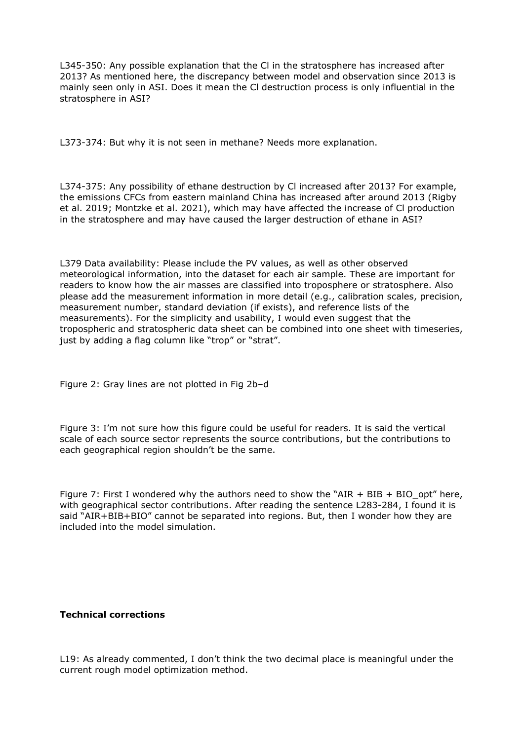L345-350: Any possible explanation that the Cl in the stratosphere has increased after 2013? As mentioned here, the discrepancy between model and observation since 2013 is mainly seen only in ASI. Does it mean the Cl destruction process is only influential in the stratosphere in ASI?

L373-374: But why it is not seen in methane? Needs more explanation.

L374-375: Any possibility of ethane destruction by Cl increased after 2013? For example, the emissions CFCs from eastern mainland China has increased after around 2013 (Rigby et al. 2019; Montzke et al. 2021), which may have affected the increase of Cl production in the stratosphere and may have caused the larger destruction of ethane in ASI?

L379 Data availability: Please include the PV values, as well as other observed meteorological information, into the dataset for each air sample. These are important for readers to know how the air masses are classified into troposphere or stratosphere. Also please add the measurement information in more detail (e.g., calibration scales, precision, measurement number, standard deviation (if exists), and reference lists of the measurements). For the simplicity and usability, I would even suggest that the tropospheric and stratospheric data sheet can be combined into one sheet with timeseries, just by adding a flag column like "trop" or "strat".

Figure 2: Gray lines are not plotted in Fig 2b–d

Figure 3: I'm not sure how this figure could be useful for readers. It is said the vertical scale of each source sector represents the source contributions, but the contributions to each geographical region shouldn't be the same.

Figure 7: First I wondered why the authors need to show the "AIR + BIB + BIO_opt" here, with geographical sector contributions. After reading the sentence L283-284, I found it is said "AIR+BIB+BIO" cannot be separated into regions. But, then I wonder how they are included into the model simulation.

**Technical corrections**

L19: As already commented, I don't think the two decimal place is meaningful under the current rough model optimization method.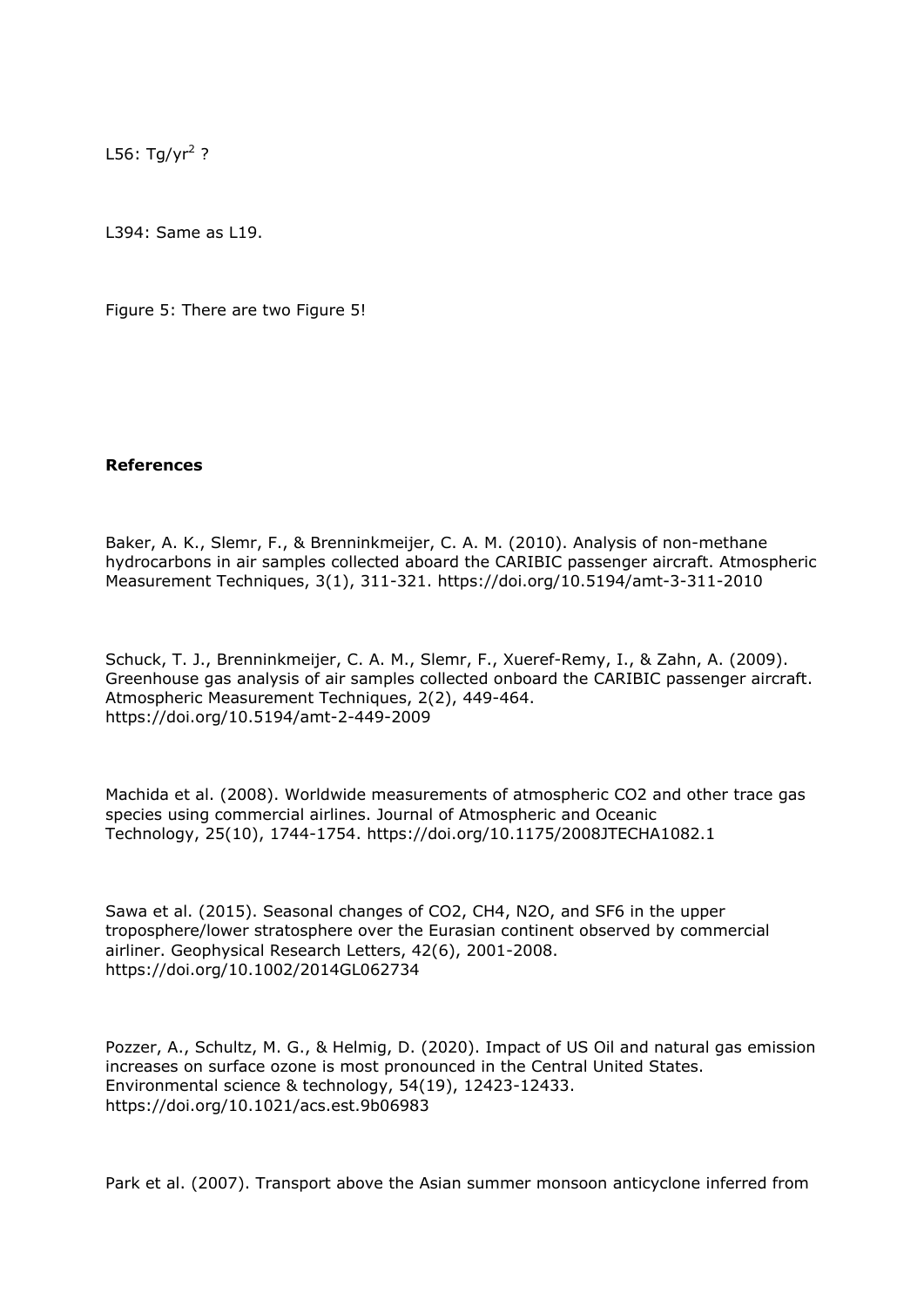L56: $Tg/yr^2$ ?

L394: Same as L19.

Figure 5: There are two Figure 5!

**References**

Baker, A. K., Slemr, F., & Brenninkmeijer, C. A. M. (2010). Analysis of non-methane hydrocarbons in air samples collected aboard the CARIBIC passenger aircraft. Atmospheric Measurement Techniques, 3(1), 311-321. https://doi.org/10.5194/amt-3-311-2010

Schuck, T. J., Brenninkmeijer, C. A. M., Slemr, F., Xueref-Remy, I., & Zahn, A. (2009). Greenhouse gas analysis of air samples collected onboard the CARIBIC passenger aircraft. Atmospheric Measurement Techniques, 2(2), 449-464. https://doi.org/10.5194/amt-2-449-2009

Machida et al. (2008). Worldwide measurements of atmospheric CO2 and other trace gas species using commercial airlines. Journal of Atmospheric and Oceanic Technology, 25(10), 1744-1754. https://doi.org/10.1175/2008JTECHA1082.1

Sawa et al. (2015). Seasonal changes of CO2, CH4, N2O, and SF6 in the upper troposphere/lower stratosphere over the Eurasian continent observed by commercial airliner. Geophysical Research Letters, 42(6), 2001-2008. https://doi.org/10.1002/2014GL062734

Pozzer, A., Schultz, M. G., & Helmig, D. (2020). Impact of US Oil and natural gas emission increases on surface ozone is most pronounced in the Central United States. Environmental science & technology, 54(19), 12423-12433. https://doi.org/10.1021/acs.est.9b06983

Park et al. (2007). Transport above the Asian summer monsoon anticyclone inferred from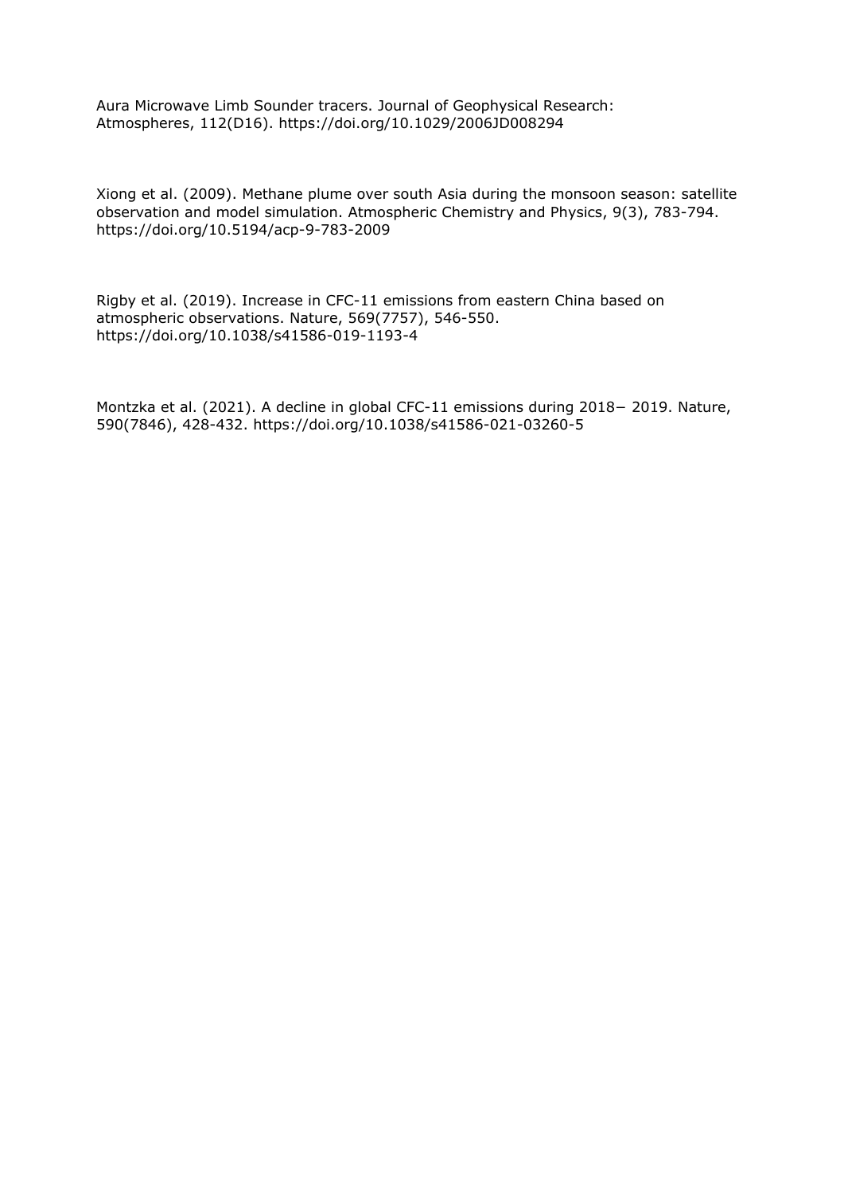Aura Microwave Limb Sounder tracers. Journal of Geophysical Research: Atmospheres, 112(D16). https://doi.org/10.1029/2006JD008294

Xiong et al. (2009). Methane plume over south Asia during the monsoon season: satellite observation and model simulation. Atmospheric Chemistry and Physics, 9(3), 783-794. https://doi.org/10.5194/acp-9-783-2009

Rigby et al. (2019). Increase in CFC-11 emissions from eastern China based on atmospheric observations. Nature, 569(7757), 546-550. https://doi.org/10.1038/s41586-019-1193-4

Montzka et al. (2021). A decline in global CFC-11 emissions during 2018− 2019. Nature, 590(7846), 428-432. https://doi.org/10.1038/s41586-021-03260-5